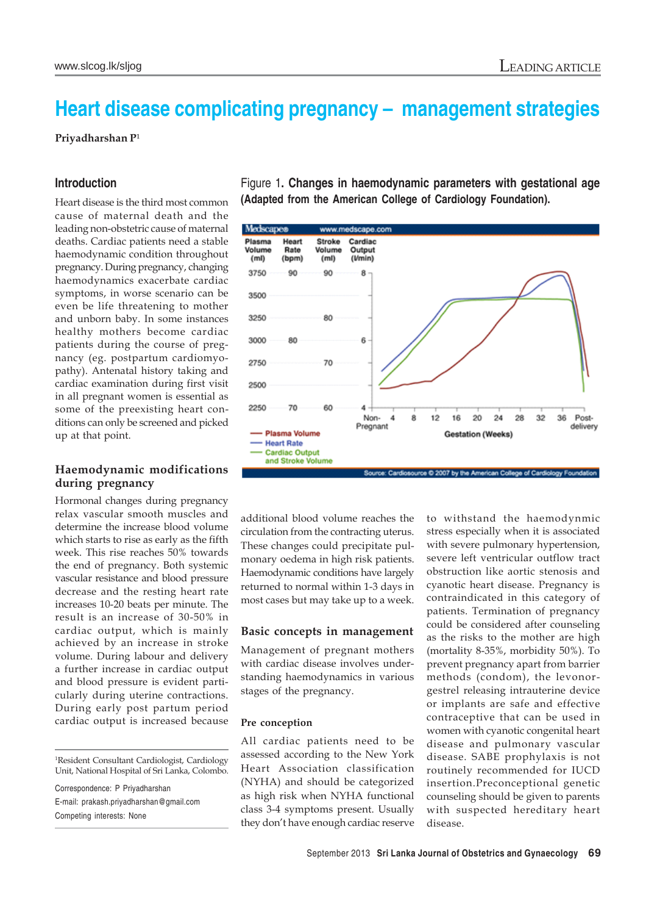# Heart disease complicating pregnancy – management strategies

**Priyadharshan P**[1]

## Introduction

Heart disease is the third most common cause of maternal death and the leading non-obstetric cause of maternal deaths. Cardiac patients need a stable haemodynamic condition throughout pregnancy. During pregnancy, changing haemodynamics exacerbate cardiac symptoms, in worse scenario can be even be life threatening to mother and unborn baby. In some instances healthy mothers become cardiac patients during the course of pregnancy (eg. postpartum cardiomyopathy). Antenatal history taking and cardiac examination during first visit in all pregnant women is essential as some of the preexisting heart conditions can only be screened and picked up at that point.

## Haemodynamic modifications during pregnancy

Hormonal changes during pregnancy relax vascular smooth muscles and determine the increase blood volume which starts to rise as early as the fifth week. This rise reaches 50% towards the end of pregnancy. Both systemic vascular resistance and blood pressure decrease and the resting heart rate increases 10-20 beats per minute. The result is an increase of 30-50% in cardiac output, which is mainly achieved by an increase in stroke volume. During labour and delivery a further increase in cardiac output and blood pressure is evident particularly during uterine contractions. During early post partum period cardiac output is increased because additional blood volume reaches the circulation from the contracting uterus. These changes could precipitate pulmonary oedema in high risk patients. Haemodynamic conditions have largely returned to normal within 1-3 days in most cases but may take up to a week.

Figure 1. **Changes in haemodynamic parameters with gestational age (Adapted from the American College of Cardiology Foundation).**

## Basic concepts in management

Management of pregnant mothers with cardiac disease involves understanding haemodynamics in various stages of the pregnancy.

### Pre conception

All cardiac patients need to be assessed according to the New York Heart Association classification (NYHA) and should be categorized as high risk when NYHA functional class 3-4 symptoms present. Usually they don't have enough cardiac reserve to withstand the haemodynmic stress especially when it is associated with severe pulmonary hypertension, severe left ventricular outflow tract obstruction like aortic stenosis and cyanotic heart disease. Pregnancy is contraindicated in this category of patients. Termination of pregnancy could be considered after counseling as the risks to the mother are high (mortality 8-35%, morbidity 50%). To prevent pregnancy apart from barrier methods (condom), the levonorgestrel releasing intrauterine device or implants are safe and effective contraceptive that can be used in women with cyanotic congenital heart disease and pulmonary vascular disease. SABE prophylaxis is not routinely recommended for IUCD insertion.Preconceptional genetic counseling should be given to parents with suspected hereditary heart disease.

---

[1]Resident Consultant Cardiologist, Cardiology Unit, National Hospital of Sri Lanka, Colombo.

Correspondence: P Priyadharshan
E-mail: prakash.priyadharshan@gmail.com
Competing interests: None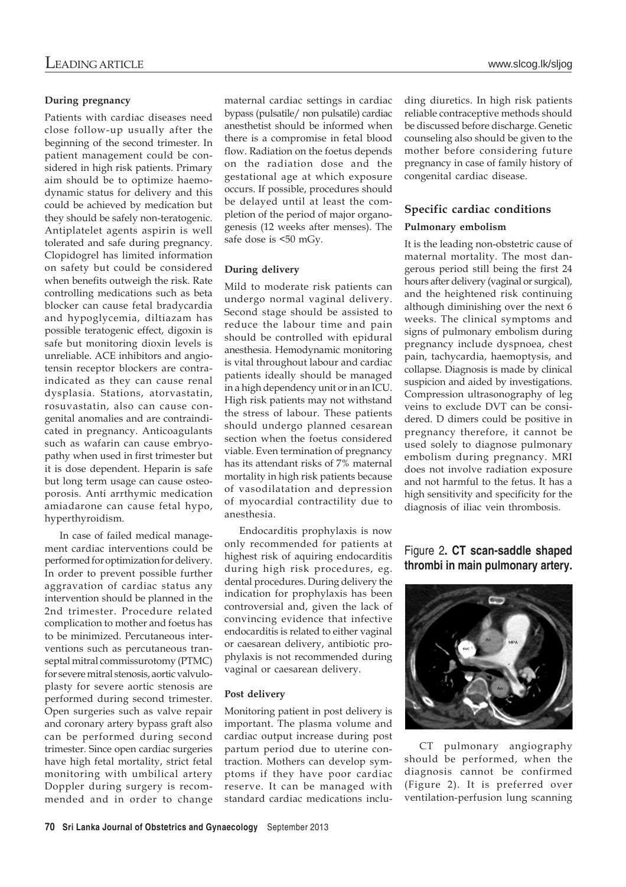### During pregnancy

Patients with cardiac diseases need close follow-up usually after the beginning of the second trimester. In patient management could be considered in high risk patients. Primary aim should be to optimize haemodynamic status for delivery and this could be achieved by medication but they should be safely non-teratogenic. Antiplatelet agents aspirin is well tolerated and safe during pregnancy. Clopidogrel has limited information on safety but could be considered when benefits outweigh the risk. Rate controlling medications such as beta blocker can cause fetal bradycardia and hypoglycemia, diltiazam has possible teratogenic effect, digoxin is safe but monitoring dioxin levels is unreliable. ACE inhibitors and angiotensin receptor blockers are contraindicated as they can cause renal dysplasia. Stations, atorvastatin, rosuvastatin, also can cause congenital anomalies and are contraindicated in pregnancy. Anticoagulants such as wafarin can cause embryopathy when used in first trimester but it is dose dependent. Heparin is safe but long term usage can cause osteoporosis. Anti arrthymic medication amiadarone can cause fetal hypo, hyperthyroidism.

In case of failed medical management cardiac interventions could be performed for optimization for delivery. In order to prevent possible further aggravation of cardiac status any intervention should be planned in the 2nd trimester. Procedure related complication to mother and foetus has to be minimized. Percutaneous interventions such as percutaneous transeptal mitral commissurotomy (PTMC) for severe mitral stenosis, aortic valvuloplasty for severe aortic stenosis are performed during second trimester. Open surgeries such as valve repair and coronary artery bypass graft also can be performed during second trimester. Since open cardiac surgeries have high fetal mortality, strict fetal monitoring with umbilical artery Doppler during surgery is recommended and in order to change maternal cardiac settings in cardiac bypass (pulsatile/ non pulsatile) cardiac anesthetist should be informed when there is a compromise in fetal blood flow. Radiation on the foetus depends on the radiation dose and the gestational age at which exposure occurs. If possible, procedures should be delayed until at least the completion of the period of major organogenesis (12 weeks after menses). The safe dose is <50 mGy.

### During delivery

Mild to moderate risk patients can undergo normal vaginal delivery. Second stage should be assisted to reduce the labour time and pain should be controlled with epidural anesthesia. Hemodynamic monitoring is vital throughout labour and cardiac patients ideally should be managed in a high dependency unit or in an ICU. High risk patients may not withstand the stress of labour. These patients should undergo planned cesarean section when the foetus considered viable. Even termination of pregnancy has its attendant risks of 7% maternal mortality in high risk patients because of vasodilatation and depression of myocardial contractility due to anesthesia.

Endocarditis prophylaxis is now only recommended for patients at highest risk of aquiring endocarditis during high risk procedures, eg. dental procedures. During delivery the indication for prophylaxis has been controversial and, given the lack of convincing evidence that infective endocarditis is related to either vaginal or caesarean delivery, antibiotic prophylaxis is not recommended during vaginal or caesarean delivery.

### Post delivery

Monitoring patient in post delivery is important. The plasma volume and cardiac output increase during post partum period due to uterine contraction. Mothers can develop symptoms if they have poor cardiac reserve. It can be managed with standard cardiac medications including diuretics. In high risk patients reliable contraceptive methods should be discussed before discharge. Genetic counseling also should be given to the mother before considering future pregnancy in case of family history of congenital cardiac disease.

## Specific cardiac conditions

### Pulmonary embolism

It is the leading non-obstetric cause of maternal mortality. The most dangerous period still being the first 24 hours after delivery (vaginal or surgical), and the heightened risk continuing although diminishing over the next 6 weeks. The clinical symptoms and signs of pulmonary embolism during pregnancy include dyspnoea, chest pain, tachycardia, haemoptysis, and collapse. Diagnosis is made by clinical suspicion and aided by investigations. Compression ultrasonography of leg veins to exclude DVT can be considered. D dimers could be positive in pregnancy therefore, it cannot be used solely to diagnose pulmonary embolism during pregnancy. MRI does not involve radiation exposure and not harmful to the fetus. It has a high sensitivity and specificity for the diagnosis of iliac vein thrombosis.

**Figure 2. CT scan-saddle shaped thrombi in main pulmonary artery.**

CT pulmonary angiography should be performed, when the diagnosis cannot be confirmed (Figure 2). It is preferred over ventilation-perfusion lung scanning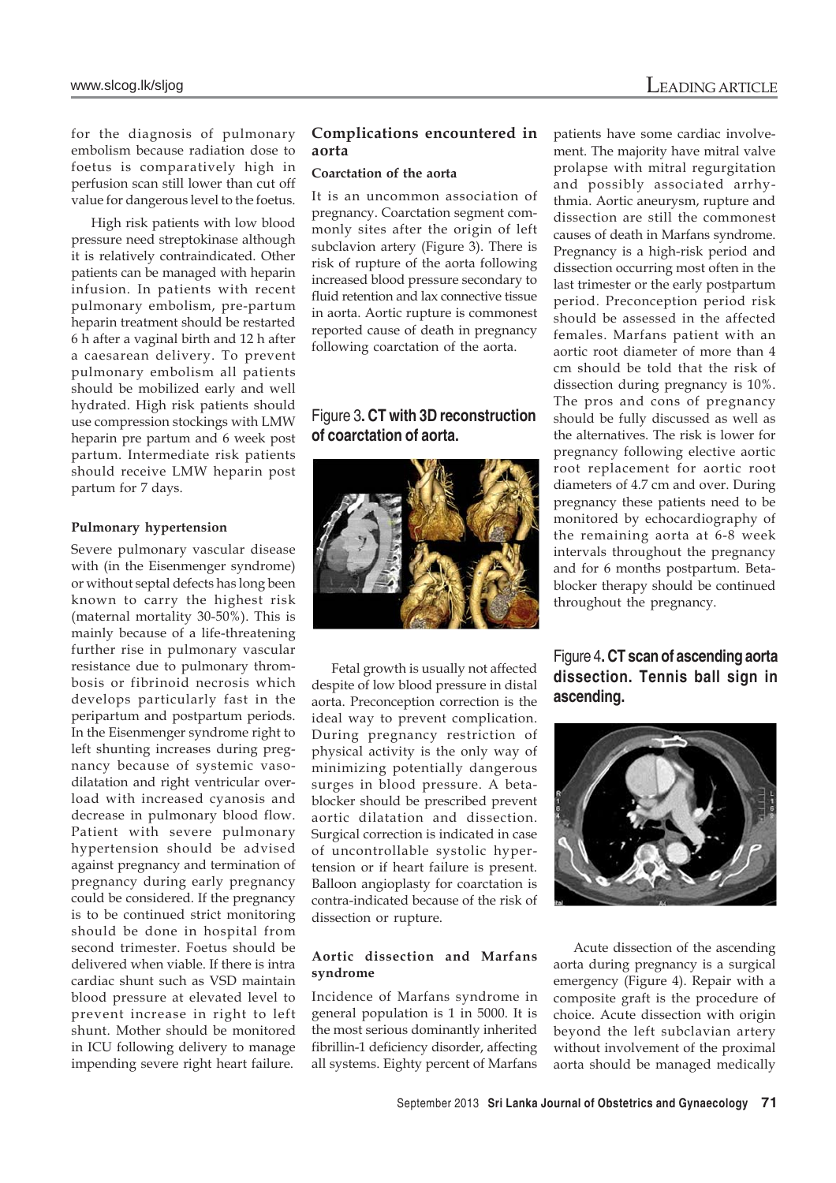for the diagnosis of pulmonary embolism because radiation dose to foetus is comparatively high in perfusion scan still lower than cut off value for dangerous level to the foetus.

High risk patients with low blood pressure need streptokinase although it is relatively contraindicated. Other patients can be managed with heparin infusion. In patients with recent pulmonary embolism, pre-partum heparin treatment should be restarted 6 h after a vaginal birth and 12 h after a caesarean delivery. To prevent pulmonary embolism all patients should be mobilized early and well hydrated. High risk patients should use compression stockings with LMW heparin pre partum and 6 week post partum. Intermediate risk patients should receive LMW heparin post partum for 7 days.

#### Pulmonary hypertension

Severe pulmonary vascular disease with (in the Eisenmenger syndrome) or without septal defects has long been known to carry the highest risk (maternal mortality 30-50%). This is mainly because of a life-threatening further rise in pulmonary vascular resistance due to pulmonary thrombosis or fibrinoid necrosis which develops particularly fast in the peripartum and postpartum periods. In the Eisenmenger syndrome right to left shunting increases during pregnancy because of systemic vasodilatation and right ventricular overload with increased cyanosis and decrease in pulmonary blood flow. Patient with severe pulmonary hypertension should be advised against pregnancy and termination of pregnancy during early pregnancy could be considered. If the pregnancy is to be continued strict monitoring should be done in hospital from second trimester. Foetus should be delivered when viable. If there is intra cardiac shunt such as VSD maintain blood pressure at elevated level to prevent increase in right to left shunt. Mother should be monitored in ICU following delivery to manage impending severe right heart failure.

### Complications encountered in aorta

#### Coarctation of the aorta

It is an uncommon association of pregnancy. Coarctation segment commonly sites after the origin of left subclavion artery (Figure 3). There is risk of rupture of the aorta following increased blood pressure secondary to fluid retention and lax connective tissue in aorta. Aortic rupture is commonest reported cause of death in pregnancy following coarctation of the aorta.

Figure 3. **CT with 3D reconstruction of coarctation of aorta.**

Fetal growth is usually not affected despite of low blood pressure in distal aorta. Preconception correction is the ideal way to prevent complication. During pregnancy restriction of physical activity is the only way of minimizing potentially dangerous surges in blood pressure. A betablocker should be prescribed prevent aortic dilatation and dissection. Surgical correction is indicated in case of uncontrollable systolic hypertension or if heart failure is present. Balloon angioplasty for coarctation is contra-indicated because of the risk of dissection or rupture.

#### Aortic dissection and Marfans syndrome

Incidence of Marfans syndrome in general population is 1 in 5000. It is the most serious dominantly inherited fibrillin-1 deficiency disorder, affecting all systems. Eighty percent of Marfans patients have some cardiac involvement. The majority have mitral valve prolapse with mitral regurgitation and possibly associated arrhythmia. Aortic aneurysm, rupture and dissection are still the commonest causes of death in Marfans syndrome. Pregnancy is a high-risk period and dissection occurring most often in the last trimester or the early postpartum period. Preconception period risk should be assessed in the affected females. Marfans patient with an aortic root diameter of more than 4 cm should be told that the risk of dissection during pregnancy is 10%. The pros and cons of pregnancy should be fully discussed as well as the alternatives. The risk is lower for pregnancy following elective aortic root replacement for aortic root diameters of 4.7 cm and over. During pregnancy these patients need to be monitored by echocardiography of the remaining aorta at 6-8 week intervals throughout the pregnancy and for 6 months postpartum. Betablocker therapy should be continued throughout the pregnancy.

Figure 4. **CT scan of ascending aorta dissection. Tennis ball sign in ascending.**

Acute dissection of the ascending aorta during pregnancy is a surgical emergency (Figure 4). Repair with a composite graft is the procedure of choice. Acute dissection with origin beyond the left subclavian artery without involvement of the proximal aorta should be managed medically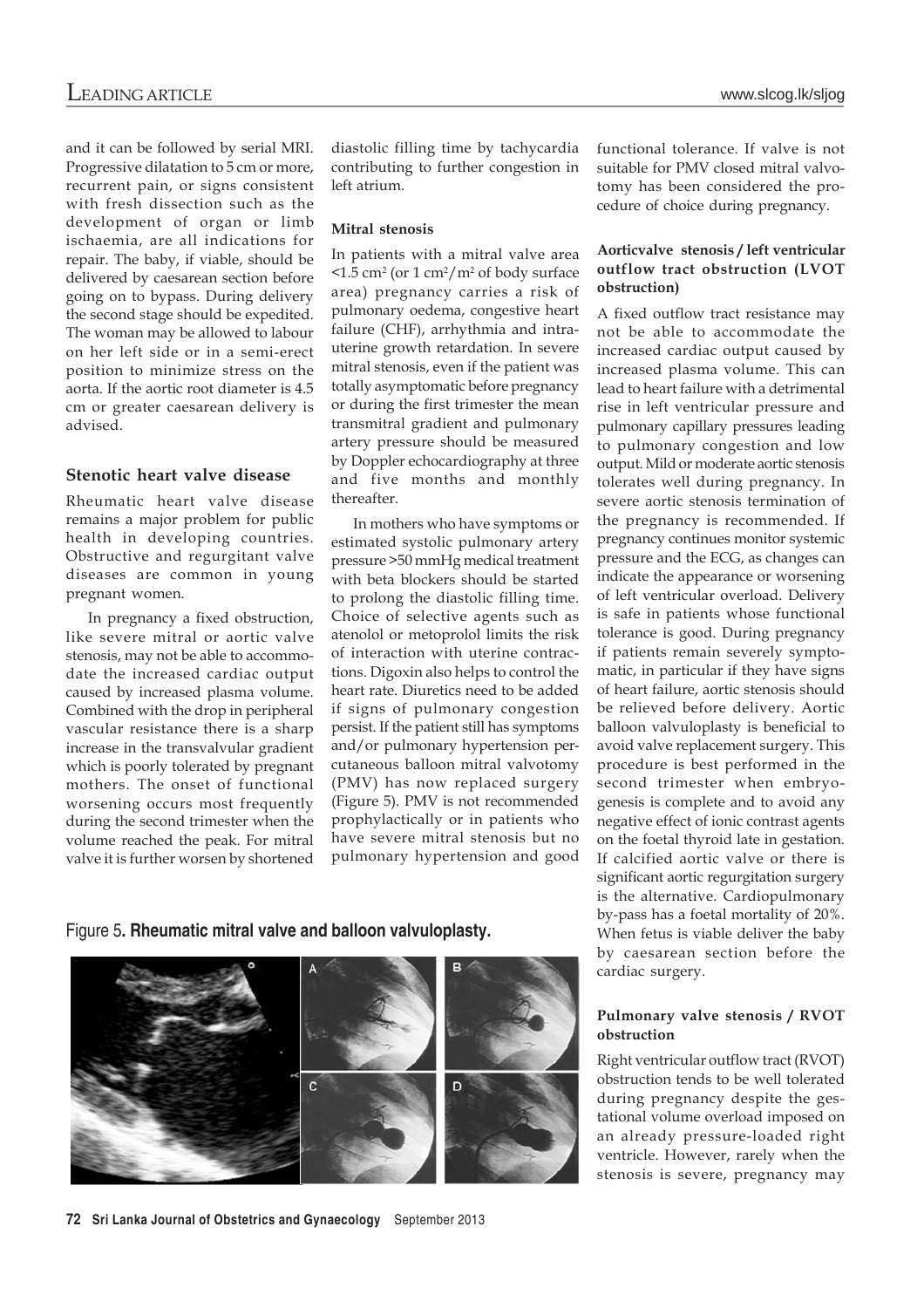and it can be followed by serial MRI. Progressive dilatation to 5 cm or more, recurrent pain, or signs consistent with fresh dissection such as the development of organ or limb ischaemia, are all indications for repair. The baby, if viable, should be delivered by caesarean section before going on to bypass. During delivery the second stage should be expedited. The woman may be allowed to labour on her left side or in a semi-erect position to minimize stress on the aorta. If the aortic root diameter is 4.5 cm or greater caesarean delivery is advised.

## Stenotic heart valve disease

Rheumatic heart valve disease remains a major problem for public health in developing countries. Obstructive and regurgitant valve diseases are common in young pregnant women.

In pregnancy a fixed obstruction, like severe mitral or aortic valve stenosis, may not be able to accommodate the increased cardiac output caused by increased plasma volume. Combined with the drop in peripheral vascular resistance there is a sharp increase in the transvalvular gradient which is poorly tolerated by pregnant mothers. The onset of functional worsening occurs most frequently during the second trimester when the volume reached the peak. For mitral valve it is further worsen by shortened diastolic filling time by tachycardia contributing to further congestion in left atrium.

### Mitral stenosis

In patients with a mitral valve area <1.5 $cm^2$ (or 1 $cm^2/m^2$ of body surface area) pregnancy carries a risk of pulmonary oedema, congestive heart failure (CHF), arrhythmia and intrauterine growth retardation. In severe mitral stenosis, even if the patient was totally asymptomatic before pregnancy or during the first trimester the mean transmitral gradient and pulmonary artery pressure should be measured by Doppler echocardiography at three and five months and monthly thereafter.

In mothers who have symptoms or estimated systolic pulmonary artery pressure >50 mmHg medical treatment with beta blockers should be started to prolong the diastolic filling time. Choice of selective agents such as atenolol or metoprolol limits the risk of interaction with uterine contractions. Digoxin also helps to control the heart rate. Diuretics need to be added if signs of pulmonary congestion persist. If the patient still has symptoms and/or pulmonary hypertension percutaneous balloon mitral valvotomy (PMV) has now replaced surgery (Figure 5). PMV is not recommended prophylactically or in patients who have severe mitral stenosis but no pulmonary hypertension and good functional tolerance. If valve is not suitable for PMV closed mitral valvotomy has been considered the procedure of choice during pregnancy.

Figure 5. **Rheumatic mitral valve and balloon valvuloplasty.**

### Aorticvalve stenosis / left ventricular outflow tract obstruction (LVOT obstruction)

A fixed outflow tract resistance may not be able to accommodate the increased cardiac output caused by increased plasma volume. This can lead to heart failure with a detrimental rise in left ventricular pressure and pulmonary capillary pressures leading to pulmonary congestion and low output. Mild or moderate aortic stenosis tolerates well during pregnancy. In severe aortic stenosis termination of the pregnancy is recommended. If pregnancy continues monitor systemic pressure and the ECG, as changes can indicate the appearance or worsening of left ventricular overload. Delivery is safe in patients whose functional tolerance is good. During pregnancy if patients remain severely symptomatic, in particular if they have signs of heart failure, aortic stenosis should be relieved before delivery. Aortic balloon valvuloplasty is beneficial to avoid valve replacement surgery. This procedure is best performed in the second trimester when embryogenesis is complete and to avoid any negative effect of ionic contrast agents on the foetal thyroid late in gestation. If calcified aortic valve or there is significant aortic regurgitation surgery is the alternative. Cardiopulmonary by-pass has a foetal mortality of 20%. When fetus is viable deliver the baby by caesarean section before the cardiac surgery.

### Pulmonary valve stenosis / RVOT obstruction

Right ventricular outflow tract (RVOT) obstruction tends to be well tolerated during pregnancy despite the gestational volume overload imposed on an already pressure-loaded right ventricle. However, rarely when the stenosis is severe, pregnancy may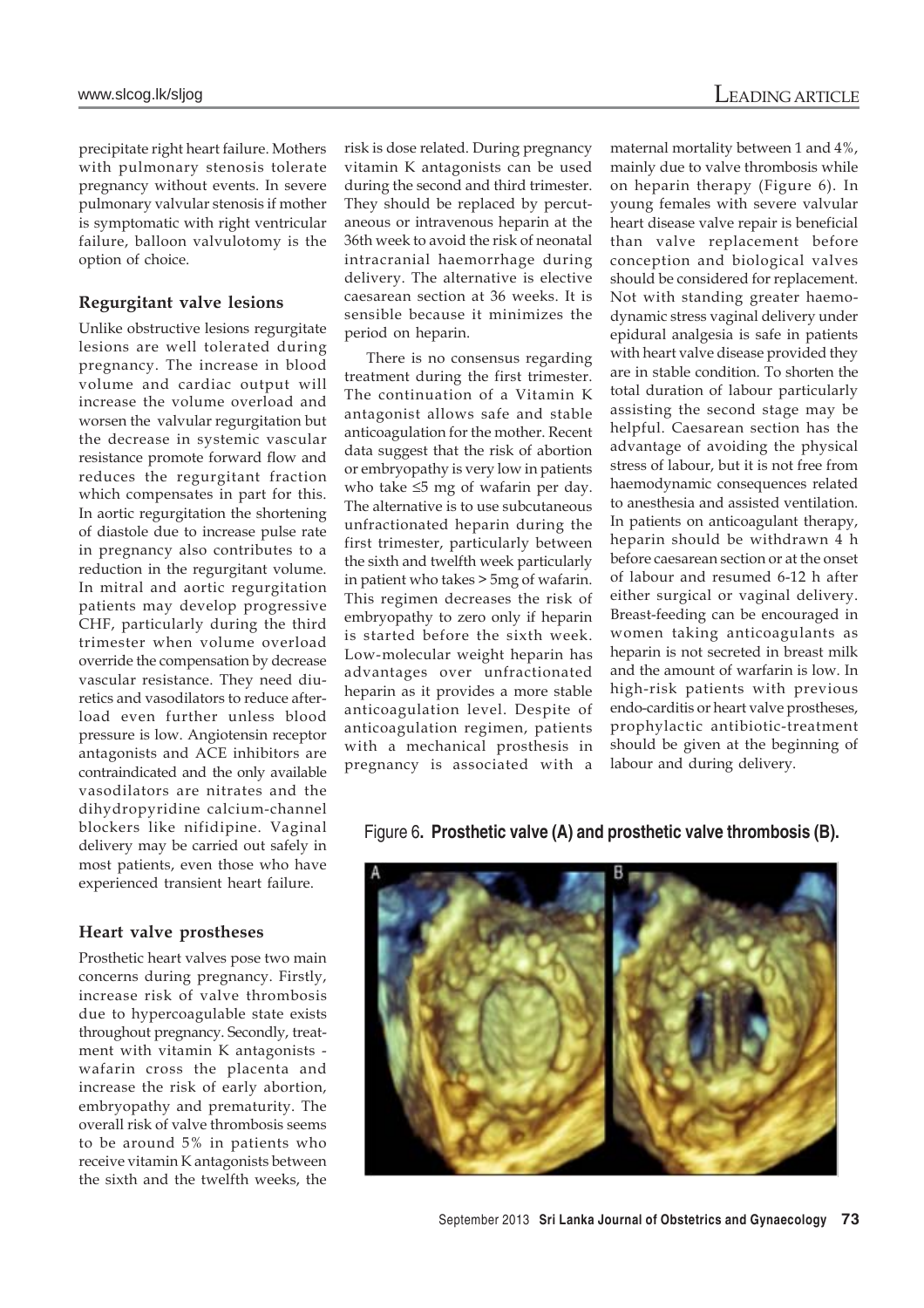precipitate right heart failure. Mothers with pulmonary stenosis tolerate pregnancy without events. In severe pulmonary valvular stenosis if mother is symptomatic with right ventricular failure, balloon valvulotomy is the option of choice.

### Regurgitant valve lesions

Unlike obstructive lesions regurgitate lesions are well tolerated during pregnancy. The increase in blood volume and cardiac output will increase the volume overload and worsen the valvular regurgitation but the decrease in systemic vascular resistance promote forward flow and reduces the regurgitant fraction which compensates in part for this. In aortic regurgitation the shortening of diastole due to increase pulse rate in pregnancy also contributes to a reduction in the regurgitant volume. In mitral and aortic regurgitation patients may develop progressive CHF, particularly during the third trimester when volume overload override the compensation by decrease vascular resistance. They need diuretics and vasodilators to reduce afterload even further unless blood pressure is low. Angiotensin receptor antagonists and ACE inhibitors are contraindicated and the only available vasodilators are nitrates and the dihydropyridine calcium-channel blockers like nifidipine. Vaginal delivery may be carried out safely in most patients, even those who have experienced transient heart failure.

### Heart valve prostheses

Prosthetic heart valves pose two main concerns during pregnancy. Firstly, increase risk of valve thrombosis due to hypercoagulable state exists throughout pregnancy. Secondly, treatment with vitamin K antagonists - wafarin cross the placenta and increase the risk of early abortion, embryopathy and prematurity. The overall risk of valve thrombosis seems to be around 5% in patients who receive vitamin K antagonists between the sixth and the twelfth weeks, the risk is dose related. During pregnancy vitamin K antagonists can be used during the second and third trimester. They should be replaced by percutaneous or intravenous heparin at the 36th week to avoid the risk of neonatal intracranial haemorrhage during delivery. The alternative is elective caesarean section at 36 weeks. It is sensible because it minimizes the period on heparin.

There is no consensus regarding treatment during the first trimester. The continuation of a Vitamin K antagonist allows safe and stable anticoagulation for the mother. Recent data suggest that the risk of abortion or embryopathy is very low in patients who take ≤5 mg of wafarin per day. The alternative is to use subcutaneous unfractionated heparin during the first trimester, particularly between the sixth and twelfth week particularly in patient who takes > 5mg of wafarin. This regimen decreases the risk of embryopathy to zero only if heparin is started before the sixth week. Low-molecular weight heparin has advantages over unfractionated heparin as it provides a more stable anticoagulation level. Despite of anticoagulation regimen, patients with a mechanical prosthesis in pregnancy is associated with a maternal mortality between 1 and 4%, mainly due to valve thrombosis while on heparin therapy (Figure 6). In young females with severe valvular heart disease valve repair is beneficial than valve replacement before conception and biological valves should be considered for replacement. Not with standing greater haemodynamic stress vaginal delivery under epidural analgesia is safe in patients with heart valve disease provided they are in stable condition. To shorten the total duration of labour particularly assisting the second stage may be helpful. Caesarean section has the advantage of avoiding the physical stress of labour, but it is not free from haemodynamic consequences related to anesthesia and assisted ventilation. In patients on anticoagulant therapy, heparin should be withdrawn 4 h before caesarean section or at the onset of labour and resumed 6-12 h after either surgical or vaginal delivery. Breast-feeding can be encouraged in women taking anticoagulants as heparin is not secreted in breast milk and the amount of warfarin is low. In high-risk patients with previous endo-carditis or heart valve prostheses, prophylactic antibiotic-treatment should be given at the beginning of labour and during delivery.

Figure 6. **Prosthetic valve (A) and prosthetic valve thrombosis (B).**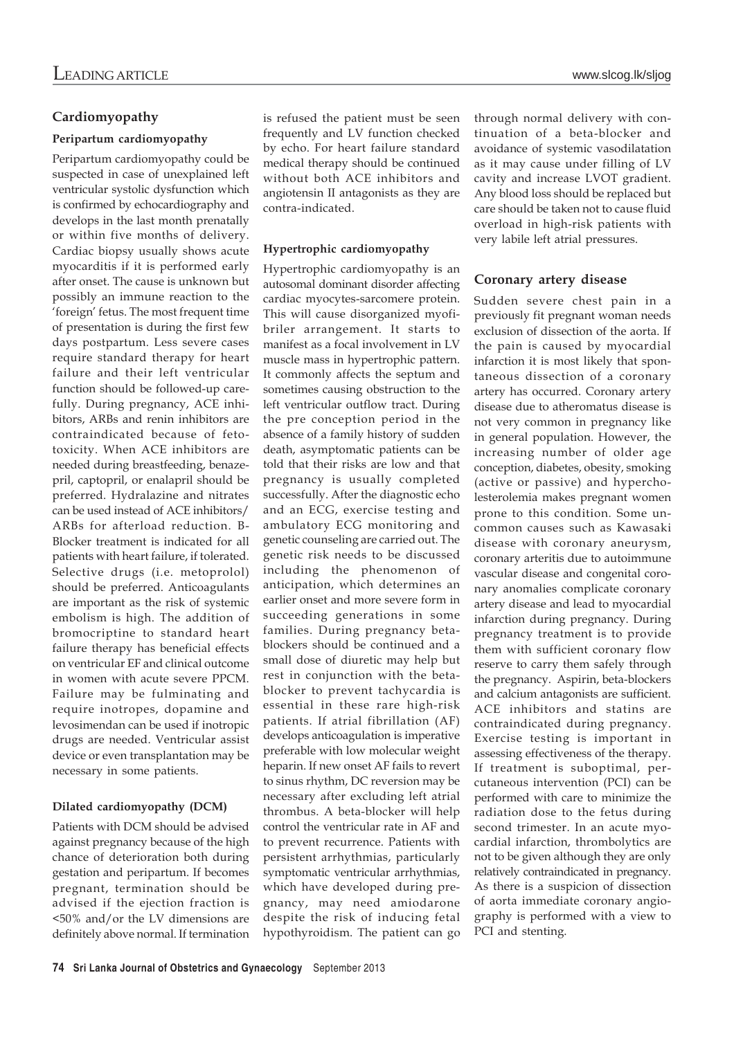## Cardiomyopathy

### Peripartum cardiomyopathy

Peripartum cardiomyopathy could be suspected in case of unexplained left ventricular systolic dysfunction which is confirmed by echocardiography and develops in the last month prenatally or within five months of delivery. Cardiac biopsy usually shows acute myocarditis if it is performed early after onset. The cause is unknown but possibly an immune reaction to the 'foreign' fetus. The most frequent time of presentation is during the first few days postpartum. Less severe cases require standard therapy for heart failure and their left ventricular function should be followed-up carefully. During pregnancy, ACE inhibitors, ARBs and renin inhibitors are contraindicated because of fetotoxicity. When ACE inhibitors are needed during breastfeeding, benazepril, captopril, or enalapril should be preferred. Hydralazine and nitrates can be used instead of ACE inhibitors/ARBs for afterload reduction. B-Blocker treatment is indicated for all patients with heart failure, if tolerated. Selective drugs (i.e. metoprolol) should be preferred. Anticoagulants are important as the risk of systemic embolism is high. The addition of bromocriptine to standard heart failure therapy has beneficial effects on ventricular EF and clinical outcome in women with acute severe PPCM. Failure may be fulminating and require inotropes, dopamine and levosimendan can be used if inotropic drugs are needed. Ventricular assist device or even transplantation may be necessary in some patients.

### Dilated cardiomyopathy (DCM)

Patients with DCM should be advised against pregnancy because of the high chance of deterioration both during gestation and peripartum. If becomes pregnant, termination should be advised if the ejection fraction is <50% and/or the LV dimensions are definitely above normal. If termination is refused the patient must be seen frequently and LV function checked by echo. For heart failure standard medical therapy should be continued without both ACE inhibitors and angiotensin II antagonists as they are contra-indicated.

### Hypertrophic cardiomyopathy

Hypertrophic cardiomyopathy is an autosomal dominant disorder affecting cardiac myocytes-sarcomere protein. This will cause disorganized myofibriler arrangement. It starts to manifest as a focal involvement in LV muscle mass in hypertrophic pattern. It commonly affects the septum and sometimes causing obstruction to the left ventricular outflow tract. During the pre conception period in the absence of a family history of sudden death, asymptomatic patients can be told that their risks are low and that pregnancy is usually completed successfully. After the diagnostic echo and an ECG, exercise testing and ambulatory ECG monitoring and genetic counseling are carried out. The genetic risk needs to be discussed including the phenomenon of anticipation, which determines an earlier onset and more severe form in succeeding generations in some families. During pregnancy beta-blockers should be continued and a small dose of diuretic may help but rest in conjunction with the beta-blocker to prevent tachycardia is essential in these rare high-risk patients. If atrial fibrillation (AF) develops anticoagulation is imperative preferable with low molecular weight heparin. If new onset AF fails to revert to sinus rhythm, DC reversion may be necessary after excluding left atrial thrombus. A beta-blocker will help control the ventricular rate in AF and to prevent recurrence. Patients with persistent arrhythmias, particularly symptomatic ventricular arrhythmias, which have developed during pregnancy, may need amiodarone despite the risk of inducing fetal hypothyroidism. The patient can go through normal delivery with continuation of a beta-blocker and avoidance of systemic vasodilatation as it may cause under filling of LV cavity and increase LVOT gradient. Any blood loss should be replaced but care should be taken not to cause fluid overload in high-risk patients with very labile left atrial pressures.

## Coronary artery disease

Sudden severe chest pain in a previously fit pregnant woman needs exclusion of dissection of the aorta. If the pain is caused by myocardial infarction it is most likely that spontaneous dissection of a coronary artery has occurred. Coronary artery disease due to atheromatus disease is not very common in pregnancy like in general population. However, the increasing number of older age conception, diabetes, obesity, smoking (active or passive) and hypercholesterolemia makes pregnant women prone to this condition. Some uncommon causes such as Kawasaki disease with coronary aneurysm, coronary arteritis due to autoimmune vascular disease and congenital coronary anomalies complicate coronary artery disease and lead to myocardial infarction during pregnancy. During pregnancy treatment is to provide them with sufficient coronary flow reserve to carry them safely through the pregnancy. Aspirin, beta-blockers and calcium antagonists are sufficient. ACE inhibitors and statins are contraindicated during pregnancy. Exercise testing is important in assessing effectiveness of the therapy. If treatment is suboptimal, percutaneous intervention (PCI) can be performed with care to minimize the radiation dose to the fetus during second trimester. In an acute myocardial infarction, thrombolytics are not to be given although they are only relatively contraindicated in pregnancy. As there is a suspicion of dissection of aorta immediate coronary angiography is performed with a view to PCI and stenting.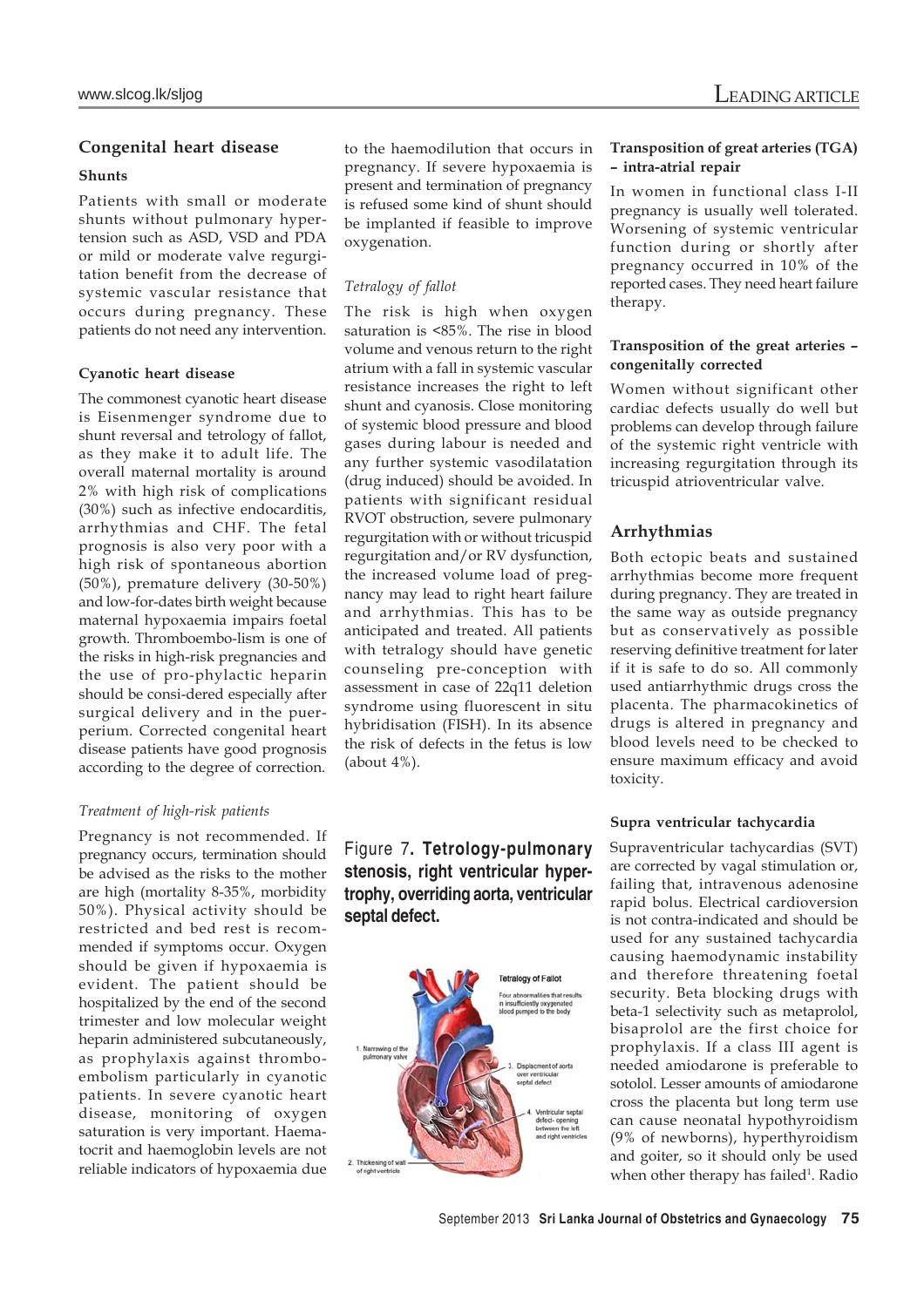## Congenital heart disease

### Shunts

Patients with small or moderate shunts without pulmonary hypertension such as ASD, VSD and PDA or mild or moderate valve regurgitation benefit from the decrease of systemic vascular resistance that occurs during pregnancy. These patients do not need any intervention.

### Cyanotic heart disease

The commonest cyanotic heart disease is Eisenmenger syndrome due to shunt reversal and tetrology of fallot, as they make it to adult life. The overall maternal mortality is around 2% with high risk of complications (30%) such as infective endocarditis, arrhythmias and CHF. The fetal prognosis is also very poor with a high risk of spontaneous abortion (50%), premature delivery (30-50%) and low-for-dates birth weight because maternal hypoxaemia impairs foetal growth. Thromboembo-lism is one of the risks in high-risk pregnancies and the use of pro-phylactic heparin should be consi-dered especially after surgical delivery and in the puerperium. Corrected congenital heart disease patients have good prognosis according to the degree of correction.

*Treatment of high-risk patients*

Pregnancy is not recommended. If pregnancy occurs, termination should be advised as the risks to the mother are high (mortality 8-35%, morbidity 50%). Physical activity should be restricted and bed rest is recommended if symptoms occur. Oxygen should be given if hypoxaemia is evident. The patient should be hospitalized by the end of the second trimester and low molecular weight heparin administered subcutaneously, as prophylaxis against thromboembolism particularly in cyanotic patients. In severe cyanotic heart disease, monitoring of oxygen saturation is very important. Haematocrit and haemoglobin levels are not reliable indicators of hypoxaemia due to the haemodilution that occurs in pregnancy. If severe hypoxaemia is present and termination of pregnancy is refused some kind of shunt should be implanted if feasible to improve oxygenation.

*Tetralogy of fallot*

The risk is high when oxygen saturation is <85%. The rise in blood volume and venous return to the right atrium with a fall in systemic vascular resistance increases the right to left shunt and cyanosis. Close monitoring of systemic blood pressure and blood gases during labour is needed and any further systemic vasodilatation (drug induced) should be avoided. In patients with significant residual RVOT obstruction, severe pulmonary regurgitation with or without tricuspid regurgitation and/or RV dysfunction, the increased volume load of pregnancy may lead to right heart failure and arrhythmias. This has to be anticipated and treated. All patients with tetralogy should have genetic counseling pre-conception with assessment in case of 22q11 deletion syndrome using fluorescent in situ hybridisation (FISH). In its absence the risk of defects in the fetus is low (about 4%).

Figure 7. **Tetrology-pulmonary stenosis, right ventricular hypertrophy, overriding aorta, ventricular septal defect.**

### Transposition of great arteries (TGA) – intra-atrial repair

In women in functional class I-II pregnancy is usually well tolerated. Worsening of systemic ventricular function during or shortly after pregnancy occurred in 10% of the reported cases. They need heart failure therapy.

### Transposition of the great arteries – congenitally corrected

Women without significant other cardiac defects usually do well but problems can develop through failure of the systemic right ventricle with increasing regurgitation through its tricuspid atrioventricular valve.

## Arrhythmias

Both ectopic beats and sustained arrhythmias become more frequent during pregnancy. They are treated in the same way as outside pregnancy but as conservatively as possible reserving definitive treatment for later if it is safe to do so. All commonly used antiarrhythmic drugs cross the placenta. The pharmacokinetics of drugs is altered in pregnancy and blood levels need to be checked to ensure maximum efficacy and avoid toxicity.

### Supra ventricular tachycardia

Supraventricular tachycardias (SVT) are corrected by vagal stimulation or, failing that, intravenous adenosine rapid bolus. Electrical cardioversion is not contra-indicated and should be used for any sustained tachycardia causing haemodynamic instability and therefore threatening foetal security. Beta blocking drugs with beta-1 selectivity such as metaprolol, bisaprolol are the first choice for prophylaxis. If a class III agent is needed amiodarone is preferable to sotolol. Lesser amounts of amiodarone cross the placenta but long term use can cause neonatal hypothyroidism (9% of newborns), hyperthyroidism and goiter, so it should only be used when other therapy has failed[1]. Radio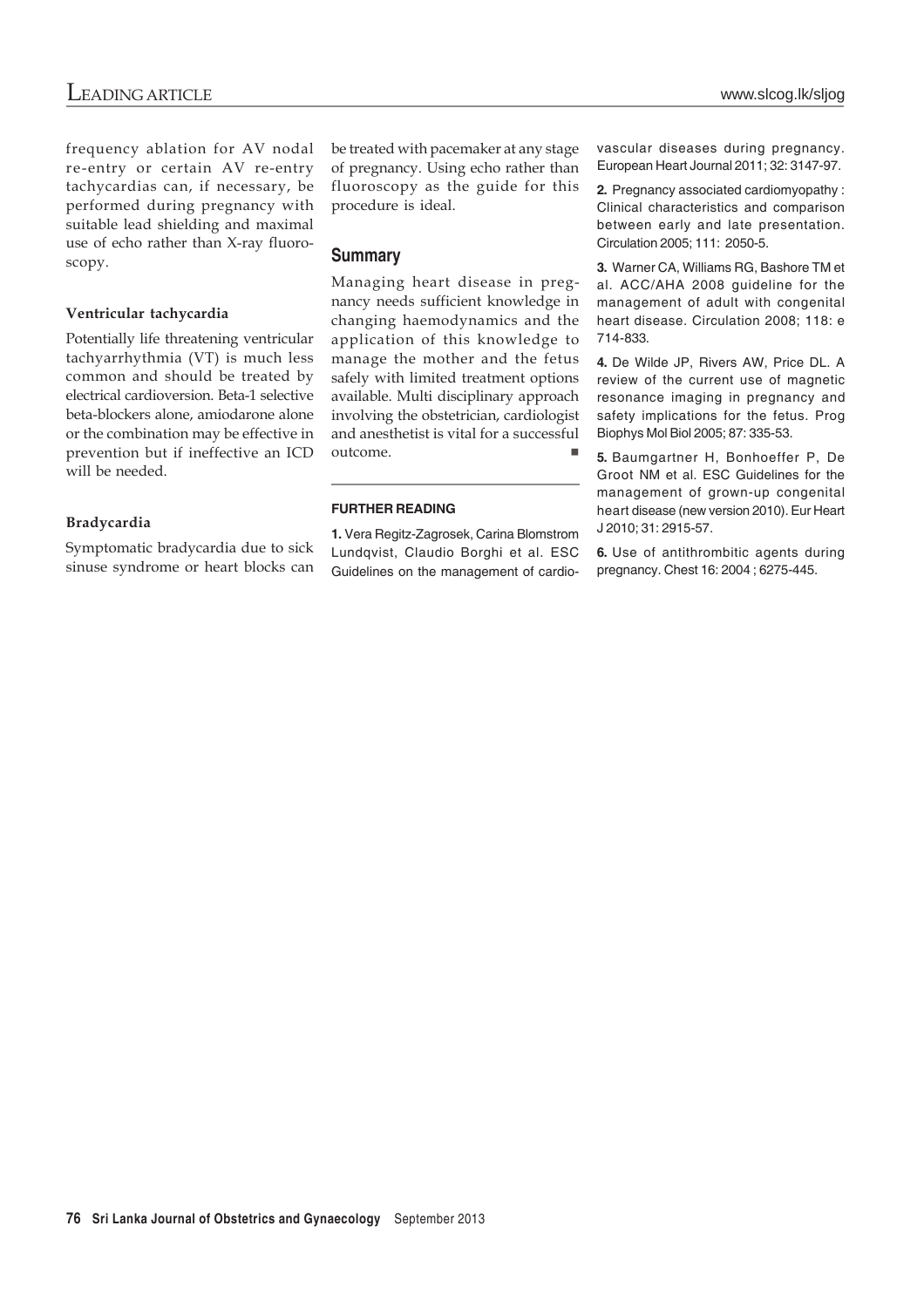frequency ablation for AV nodal re-entry or certain AV re-entry tachycardias can, if necessary, be performed during pregnancy with suitable lead shielding and maximal use of echo rather than X-ray fluoroscopy.

#### Ventricular tachycardia

Potentially life threatening ventricular tachyarrhythmia (VT) is much less common and should be treated by electrical cardioversion. Beta-1 selective beta-blockers alone, amiodarone alone or the combination may be effective in prevention but if ineffective an ICD will be needed.

#### Bradycardia

Symptomatic bradycardia due to sick sinuse syndrome or heart blocks can be treated with pacemaker at any stage of pregnancy. Using echo rather than fluoroscopy as the guide for this procedure is ideal.

## Summary

Managing heart disease in pregnancy needs sufficient knowledge in changing haemodynamics and the application of this knowledge to manage the mother and the fetus safely with limited treatment options available. Multi disciplinary approach involving the obstetrician, cardiologist and anesthetist is vital for a successful outcome.

### FURTHER READING

**1.** Vera Regitz-Zagrosek, Carina Blomstrom Lundqvist, Claudio Borghi et al. ESC Guidelines on the management of cardiovascular diseases during pregnancy. European Heart Journal 2011; 32: 3147-97.

**2.** Pregnancy associated cardiomyopathy : Clinical characteristics and comparison between early and late presentation. Circulation 2005; 111: 2050-5.

**3.** Warner CA, Williams RG, Bashore TM et al. ACC/AHA 2008 guideline for the management of adult with congenital heart disease. Circulation 2008; 118: e 714-833.

**4.** De Wilde JP, Rivers AW, Price DL. A review of the current use of magnetic resonance imaging in pregnancy and safety implications for the fetus. Prog Biophys Mol Biol 2005; 87: 335-53.

**5.** Baumgartner H, Bonhoeffer P, De Groot NM et al. ESC Guidelines for the management of grown-up congenital heart disease (new version 2010). Eur Heart J 2010; 31: 2915-57.

**6.** Use of antithrombitic agents during pregnancy. Chest 16: 2004 ; 6275-445.